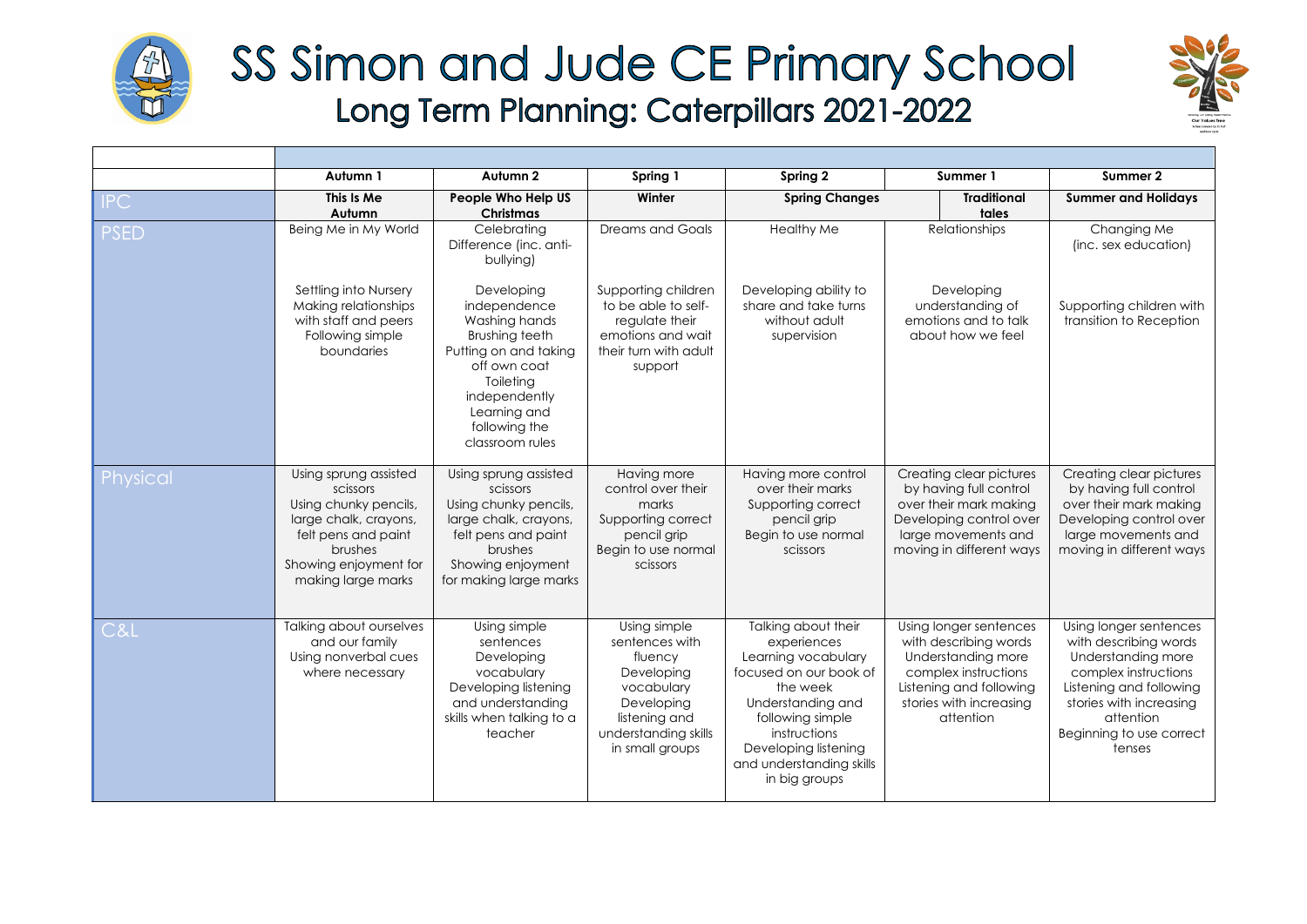# SS Simon and Jude CE Primary School

## Long Term Planning: Caterpillars 2021-2022

| | Autumn 1 | Autumn 2 | Spring 1 | Spring 2 | Summer 1 | | Summer 2 |
|---|---|---|---|---|---|---|---|
| IPC | **This Is Me Autumn** | **People Who Help US Christmas** | **Winter** | **Spring Changes** | | **Traditional tales** | **Summer and Holidays** |
| PSED | Being Me in My World<br><br>Settling into Nursery<br>Making relationships with staff and peers<br>Following simple boundaries | Celebrating Difference (inc. anti-bullying)<br><br>Developing independence<br>Washing hands<br>Brushing teeth<br>Putting on and taking off own coat<br>Toileting independently<br>Learning and following the classroom rules | Dreams and Goals<br><br>Supporting children to be able to self-regulate their emotions and wait their turn with adult support | Healthy Me<br><br>Developing ability to share and take turns without adult supervision | Relationships<br><br>Developing understanding of emotions and to talk about how we feel | | Changing Me (inc. sex education)<br><br>Supporting children with transition to Reception |
| Physical | Using sprung assisted scissors<br>Using chunky pencils, large chalk, crayons, felt pens and paint brushes<br>Showing enjoyment for making large marks | Using sprung assisted scissors<br>Using chunky pencils, large chalk, crayons, felt pens and paint brushes<br>Showing enjoyment for making large marks | Having more control over their marks<br>Supporting correct pencil grip<br>Begin to use normal scissors | Having more control over their marks<br>Supporting correct pencil grip<br>Begin to use normal scissors | Creating clear pictures by having full control over their mark making<br>Developing control over large movements and moving in different ways | | Creating clear pictures by having full control over their mark making<br>Developing control over large movements and moving in different ways |
| C&L | Talking about ourselves and our family<br>Using nonverbal cues where necessary | Using simple sentences<br>Developing vocabulary<br>Developing listening and understanding skills when talking to a teacher | Using simple sentences with fluency<br>Developing vocabulary<br>Developing listening and understanding skills in small groups | Talking about their experiences<br>Learning vocabulary focused on our book of the week<br>Understanding and following simple instructions<br>Developing listening and understanding skills in big groups | Using longer sentences with describing words<br>Understanding more complex instructions<br>Listening and following stories with increasing attention | | Using longer sentences with describing words<br>Understanding more complex instructions<br>Listening and following stories with increasing attention<br>Beginning to use correct tenses |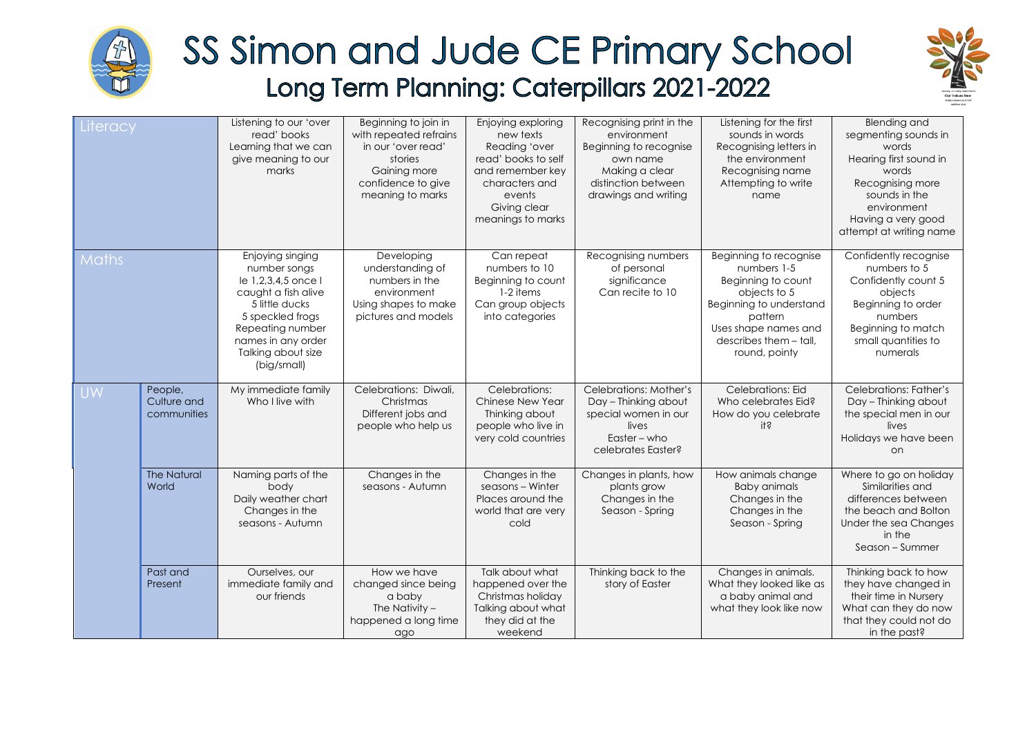# SS Simon and Jude CE Primary School

## Long Term Planning: Caterpillars 2021-2022

| | | | | | | | |
|---|---|---|---|---|---|---|---|
| Literacy | | Listening to our 'over read' books<br>Learning that we can give meaning to our marks | Beginning to join in with repeated refrains in our 'over read' stories<br>Gaining more confidence to give meaning to marks | Enjoying exploring new texts<br>Reading 'over read' books to self and remember key characters and events<br>Giving clear meanings to marks | Recognising print in the environment<br>Beginning to recognise own name<br>Making a clear distinction between drawings and writing | Listening for the first sounds in words<br>Recognising letters in the environment<br>Recognising name<br>Attempting to write name | Blending and segmenting sounds in words<br>Hearing first sound in words<br>Recognising more sounds in the environment<br>Having a very good attempt at writing name |
| Maths | | Enjoying singing number songs<br>Ie 1,2,3,4,5 once I caught a fish alive<br>5 little ducks<br>5 speckled frogs<br>Repeating number names in any order<br>Talking about size (big/small) | Developing understanding of numbers in the environment<br>Using shapes to make pictures and models | Can repeat numbers to 10<br>Beginning to count 1-2 items<br>Can group objects into categories | Recognising numbers of personal significance<br>Can recite to 10 | Beginning to recognise numbers 1-5<br>Beginning to count objects to 5<br>Beginning to understand pattern<br>Uses shape names and describes them – tall, round, pointy | Confidently recognise numbers to 5<br>Confidently count 5 objects<br>Beginning to order numbers<br>Beginning to match small quantities to numerals |
| UW | People, Culture and communities | My immediate family<br>Who I live with | Celebrations: Diwali, Christmas<br>Different jobs and people who help us | Celebrations: Chinese New Year<br>Thinking about people who live in very cold countries | Celebrations: Mother's Day – Thinking about special women in our lives<br>Easter – who celebrates Easter? | Celebrations: Eid<br>Who celebrates Eid?<br>How do you celebrate it? | Celebrations: Father's Day – Thinking about the special men in our lives<br>Holidays we have been on |
| | The Natural World | Naming parts of the body<br>Daily weather chart<br>Changes in the seasons - Autumn | Changes in the seasons - Autumn | Changes in the seasons – Winter<br>Places around the world that are very cold | Changes in plants, how plants grow<br>Changes in the Season - Spring | How animals change<br>Baby animals<br>Changes in the<br>Changes in the Season - Spring | Where to go on holiday<br>Similarities and differences between the beach and Bolton<br>Under the sea Changes in the Season – Summer |
| | Past and Present | Ourselves, our immediate family and our friends | How we have changed since being a baby<br>The Nativity – happened a long time ago | Talk about what happened over the Christmas holiday<br>Talking about what they did at the weekend | Thinking back to the story of Easter | Changes in animals. What they looked like as a baby animal and what they look like now | Thinking back to how they have changed in their time in Nursery<br>What can they do now that they could not do in the past? |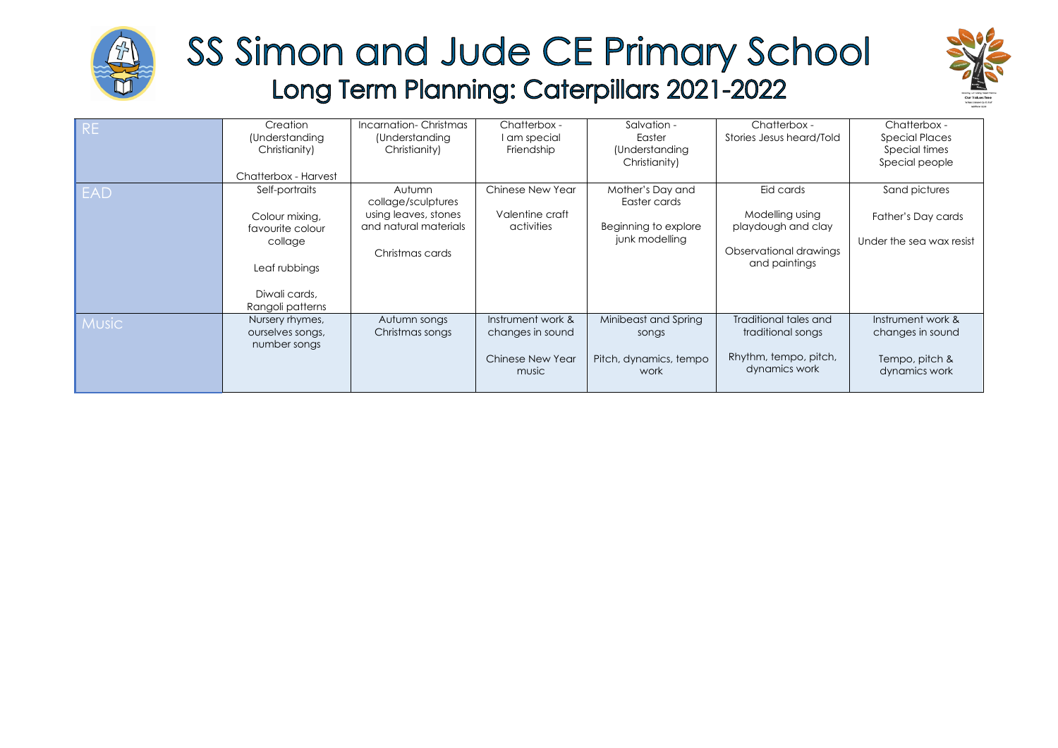# SS Simon and Jude CE Primary School

## Long Term Planning: Caterpillars 2021-2022

| | | | | | | |
|---|---|---|---|---|---|---|
| RE | Creation (Understanding Christianity)<br><br>Chatterbox - Harvest | Incarnation- Christmas (Understanding Christianity) | Chatterbox - I am special Friendship | Salvation - Easter (Understanding Christianity) | Chatterbox - Stories Jesus heard/Told | Chatterbox - Special Places Special times Special people |
| EAD | Self-portraits<br><br>Colour mixing, favourite colour collage<br><br>Leaf rubbings<br><br>Diwali cards, Rangoli patterns | Autumn collage/sculptures using leaves, stones and natural materials<br><br>Christmas cards | Chinese New Year<br><br>Valentine craft activities | Mother's Day and Easter cards<br><br>Beginning to explore junk modelling | Eid cards<br><br>Modelling using playdough and clay<br><br>Observational drawings and paintings | Sand pictures<br><br>Father's Day cards<br><br>Under the sea wax resist |
| Music | Nursery rhymes, ourselves songs, number songs | Autumn songs Christmas songs | Instrument work & changes in sound<br><br>Chinese New Year music | Minibeast and Spring songs<br><br>Pitch, dynamics, tempo work | Traditional tales and traditional songs<br><br>Rhythm, tempo, pitch, dynamics work | Instrument work & changes in sound<br><br>Tempo, pitch & dynamics work |